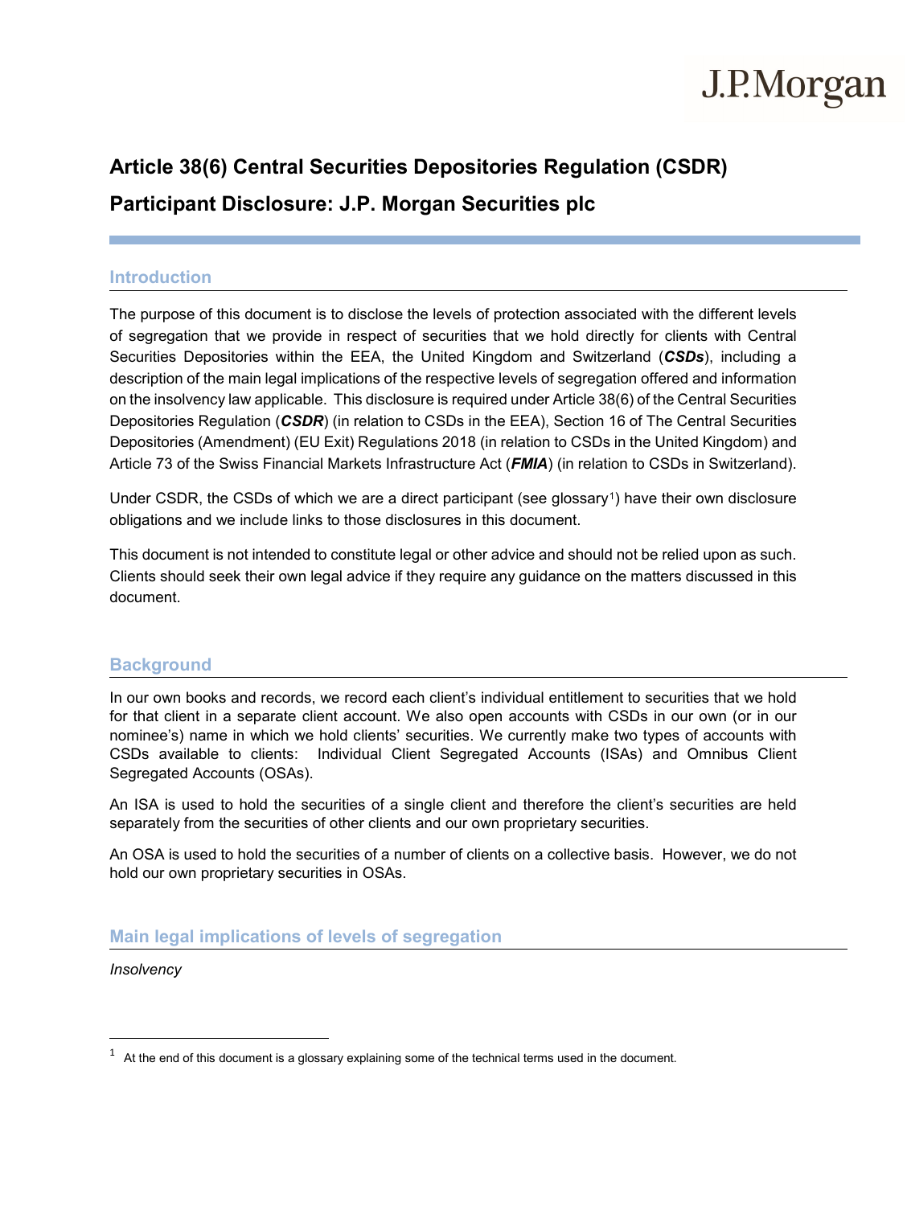# Article 38(6) Central Securities Depositories Regulation (CSDR)

# Participant Disclosure: J.P. Morgan Securities plc

## Introduction

The purpose of this document is to disclose the levels of protection associated with the different levels of segregation that we provide in respect of securities that we hold directly for clients with Central Securities Depositories within the EEA, the United Kingdom and Switzerland (***CSDs***), including a description of the main legal implications of the respective levels of segregation offered and information on the insolvency law applicable. This disclosure is required under Article 38(6) of the Central Securities Depositories Regulation (***CSDR***) (in relation to CSDs in the EEA), Section 16 of The Central Securities Depositories (Amendment) (EU Exit) Regulations 2018 (in relation to CSDs in the United Kingdom) and Article 73 of the Swiss Financial Markets Infrastructure Act (***FMIA***) (in relation to CSDs in Switzerland).

Under CSDR, the CSDs of which we are a direct participant (see glossary[1]) have their own disclosure obligations and we include links to those disclosures in this document.

This document is not intended to constitute legal or other advice and should not be relied upon as such. Clients should seek their own legal advice if they require any guidance on the matters discussed in this document.

## Background

In our own books and records, we record each client's individual entitlement to securities that we hold for that client in a separate client account. We also open accounts with CSDs in our own (or in our nominee's) name in which we hold clients' securities. We currently make two types of accounts with CSDs available to clients: Individual Client Segregated Accounts (ISAs) and Omnibus Client Segregated Accounts (OSAs).

An ISA is used to hold the securities of a single client and therefore the client's securities are held separately from the securities of other clients and our own proprietary securities.

An OSA is used to hold the securities of a number of clients on a collective basis. However, we do not hold our own proprietary securities in OSAs.

## Main legal implications of levels of segregation

*Insolvency*

[1] At the end of this document is a glossary explaining some of the technical terms used in the document.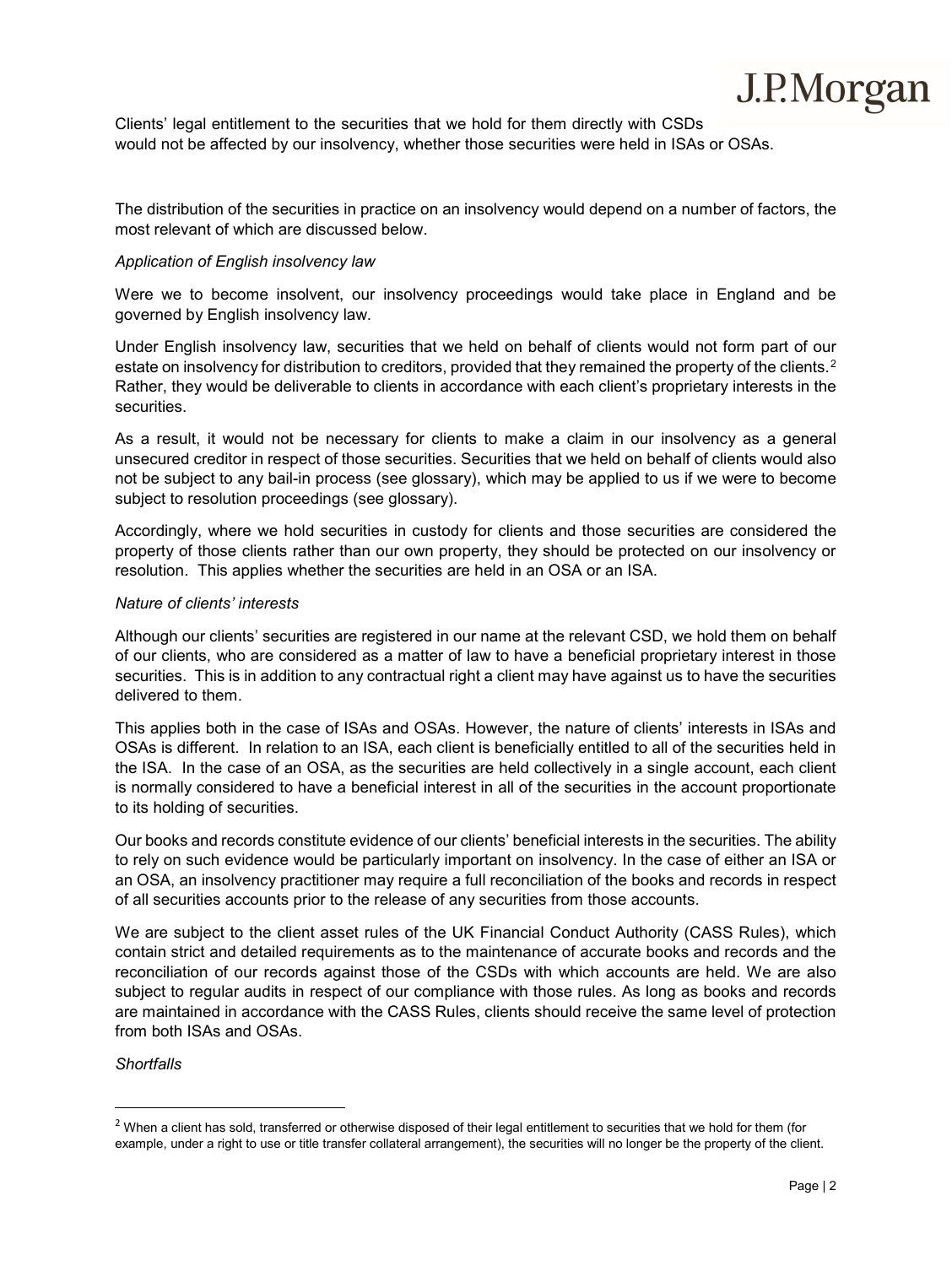Clients' legal entitlement to the securities that we hold for them directly with CSDs would not be affected by our insolvency, whether those securities were held in ISAs or OSAs.

The distribution of the securities in practice on an insolvency would depend on a number of factors, the most relevant of which are discussed below.

*Application of English insolvency law*

Were we to become insolvent, our insolvency proceedings would take place in England and be governed by English insolvency law.

Under English insolvency law, securities that we held on behalf of clients would not form part of our estate on insolvency for distribution to creditors, provided that they remained the property of the clients.[2] Rather, they would be deliverable to clients in accordance with each client's proprietary interests in the securities.

As a result, it would not be necessary for clients to make a claim in our insolvency as a general unsecured creditor in respect of those securities. Securities that we held on behalf of clients would also not be subject to any bail-in process (see glossary), which may be applied to us if we were to become subject to resolution proceedings (see glossary).

Accordingly, where we hold securities in custody for clients and those securities are considered the property of those clients rather than our own property, they should be protected on our insolvency or resolution. This applies whether the securities are held in an OSA or an ISA.

*Nature of clients' interests*

Although our clients' securities are registered in our name at the relevant CSD, we hold them on behalf of our clients, who are considered as a matter of law to have a beneficial proprietary interest in those securities. This is in addition to any contractual right a client may have against us to have the securities delivered to them.

This applies both in the case of ISAs and OSAs. However, the nature of clients' interests in ISAs and OSAs is different. In relation to an ISA, each client is beneficially entitled to all of the securities held in the ISA. In the case of an OSA, as the securities are held collectively in a single account, each client is normally considered to have a beneficial interest in all of the securities in the account proportionate to its holding of securities.

Our books and records constitute evidence of our clients' beneficial interests in the securities. The ability to rely on such evidence would be particularly important on insolvency. In the case of either an ISA or an OSA, an insolvency practitioner may require a full reconciliation of the books and records in respect of all securities accounts prior to the release of any securities from those accounts.

We are subject to the client asset rules of the UK Financial Conduct Authority (CASS Rules), which contain strict and detailed requirements as to the maintenance of accurate books and records and the reconciliation of our records against those of the CSDs with which accounts are held. We are also subject to regular audits in respect of our compliance with those rules. As long as books and records are maintained in accordance with the CASS Rules, clients should receive the same level of protection from both ISAs and OSAs.

*Shortfalls*

---

[2] When a client has sold, transferred or otherwise disposed of their legal entitlement to securities that we hold for them (for example, under a right to use or title transfer collateral arrangement), the securities will no longer be the property of the client.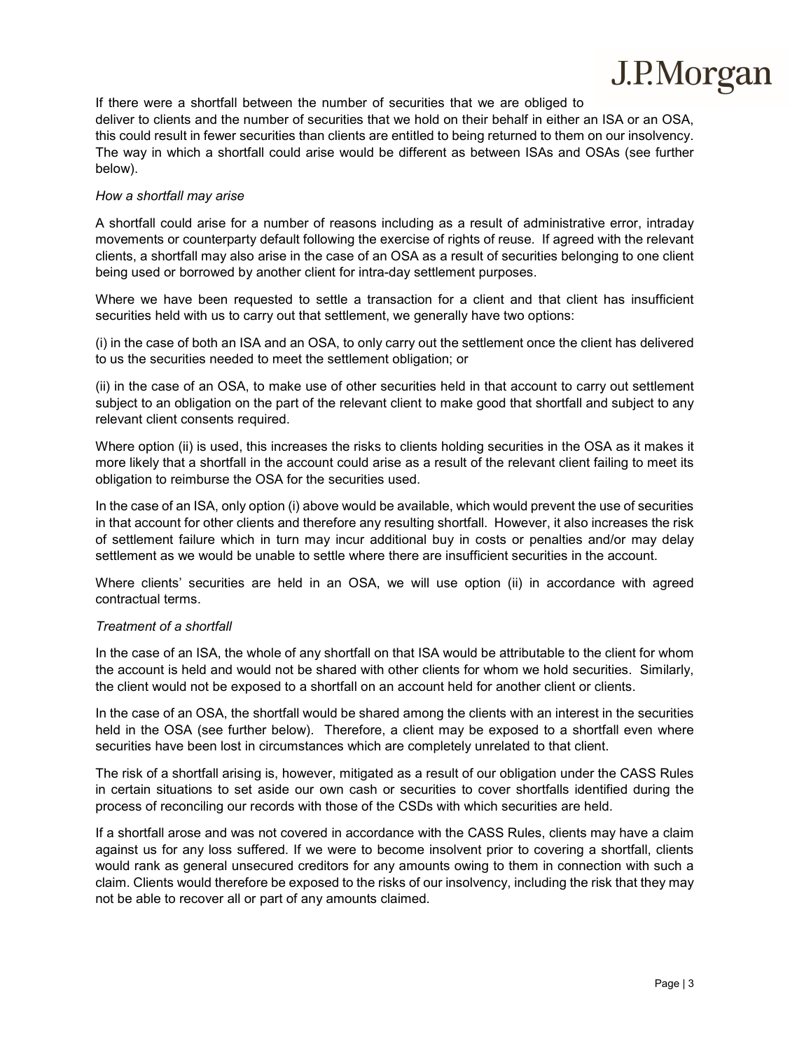If there were a shortfall between the number of securities that we are obliged to deliver to clients and the number of securities that we hold on their behalf in either an ISA or an OSA, this could result in fewer securities than clients are entitled to being returned to them on our insolvency. The way in which a shortfall could arise would be different as between ISAs and OSAs (see further below).

*How a shortfall may arise*

A shortfall could arise for a number of reasons including as a result of administrative error, intraday movements or counterparty default following the exercise of rights of reuse. If agreed with the relevant clients, a shortfall may also arise in the case of an OSA as a result of securities belonging to one client being used or borrowed by another client for intra-day settlement purposes.

Where we have been requested to settle a transaction for a client and that client has insufficient securities held with us to carry out that settlement, we generally have two options:

(i) in the case of both an ISA and an OSA, to only carry out the settlement once the client has delivered to us the securities needed to meet the settlement obligation; or

(ii) in the case of an OSA, to make use of other securities held in that account to carry out settlement subject to an obligation on the part of the relevant client to make good that shortfall and subject to any relevant client consents required.

Where option (ii) is used, this increases the risks to clients holding securities in the OSA as it makes it more likely that a shortfall in the account could arise as a result of the relevant client failing to meet its obligation to reimburse the OSA for the securities used.

In the case of an ISA, only option (i) above would be available, which would prevent the use of securities in that account for other clients and therefore any resulting shortfall. However, it also increases the risk of settlement failure which in turn may incur additional buy in costs or penalties and/or may delay settlement as we would be unable to settle where there are insufficient securities in the account.

Where clients' securities are held in an OSA, we will use option (ii) in accordance with agreed contractual terms.

*Treatment of a shortfall*

In the case of an ISA, the whole of any shortfall on that ISA would be attributable to the client for whom the account is held and would not be shared with other clients for whom we hold securities. Similarly, the client would not be exposed to a shortfall on an account held for another client or clients.

In the case of an OSA, the shortfall would be shared among the clients with an interest in the securities held in the OSA (see further below). Therefore, a client may be exposed to a shortfall even where securities have been lost in circumstances which are completely unrelated to that client.

The risk of a shortfall arising is, however, mitigated as a result of our obligation under the CASS Rules in certain situations to set aside our own cash or securities to cover shortfalls identified during the process of reconciling our records with those of the CSDs with which securities are held.

If a shortfall arose and was not covered in accordance with the CASS Rules, clients may have a claim against us for any loss suffered. If we were to become insolvent prior to covering a shortfall, clients would rank as general unsecured creditors for any amounts owing to them in connection with such a claim. Clients would therefore be exposed to the risks of our insolvency, including the risk that they may not be able to recover all or part of any amounts claimed.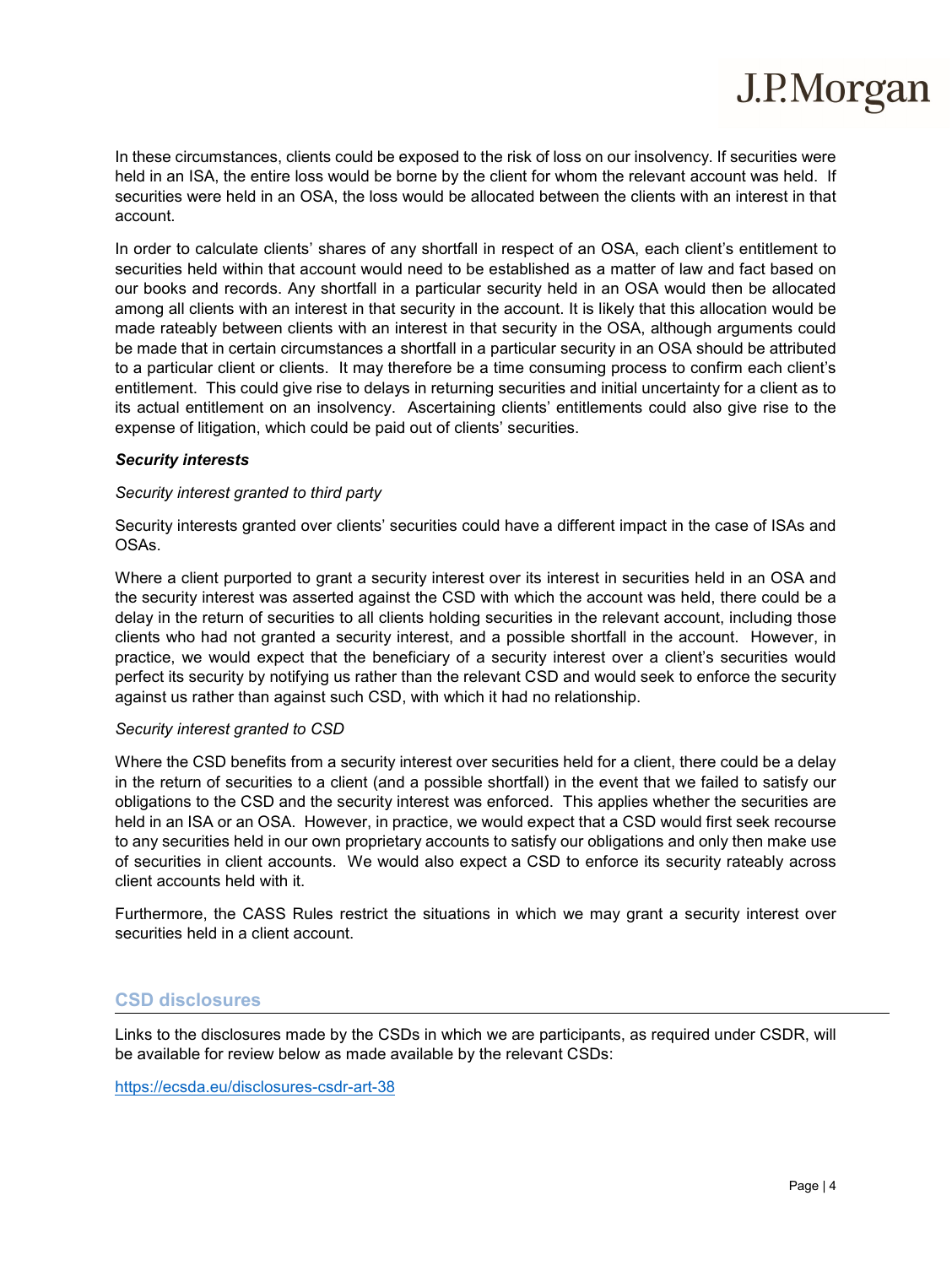In these circumstances, clients could be exposed to the risk of loss on our insolvency. If securities were held in an ISA, the entire loss would be borne by the client for whom the relevant account was held. If securities were held in an OSA, the loss would be allocated between the clients with an interest in that account.

In order to calculate clients' shares of any shortfall in respect of an OSA, each client's entitlement to securities held within that account would need to be established as a matter of law and fact based on our books and records. Any shortfall in a particular security held in an OSA would then be allocated among all clients with an interest in that security in the account. It is likely that this allocation would be made rateably between clients with an interest in that security in the OSA, although arguments could be made that in certain circumstances a shortfall in a particular security in an OSA should be attributed to a particular client or clients. It may therefore be a time consuming process to confirm each client's entitlement. This could give rise to delays in returning securities and initial uncertainty for a client as to its actual entitlement on an insolvency. Ascertaining clients' entitlements could also give rise to the expense of litigation, which could be paid out of clients' securities.

***Security interests***

*Security interest granted to third party*

Security interests granted over clients' securities could have a different impact in the case of ISAs and OSAs.

Where a client purported to grant a security interest over its interest in securities held in an OSA and the security interest was asserted against the CSD with which the account was held, there could be a delay in the return of securities to all clients holding securities in the relevant account, including those clients who had not granted a security interest, and a possible shortfall in the account. However, in practice, we would expect that the beneficiary of a security interest over a client's securities would perfect its security by notifying us rather than the relevant CSD and would seek to enforce the security against us rather than against such CSD, with which it had no relationship.

*Security interest granted to CSD*

Where the CSD benefits from a security interest over securities held for a client, there could be a delay in the return of securities to a client (and a possible shortfall) in the event that we failed to satisfy our obligations to the CSD and the security interest was enforced. This applies whether the securities are held in an ISA or an OSA. However, in practice, we would expect that a CSD would first seek recourse to any securities held in our own proprietary accounts to satisfy our obligations and only then make use of securities in client accounts. We would also expect a CSD to enforce its security rateably across client accounts held with it.

Furthermore, the CASS Rules restrict the situations in which we may grant a security interest over securities held in a client account.

## CSD disclosures

Links to the disclosures made by the CSDs in which we are participants, as required under CSDR, will be available for review below as made available by the relevant CSDs:

https://ecsda.eu/disclosures-csdr-art-38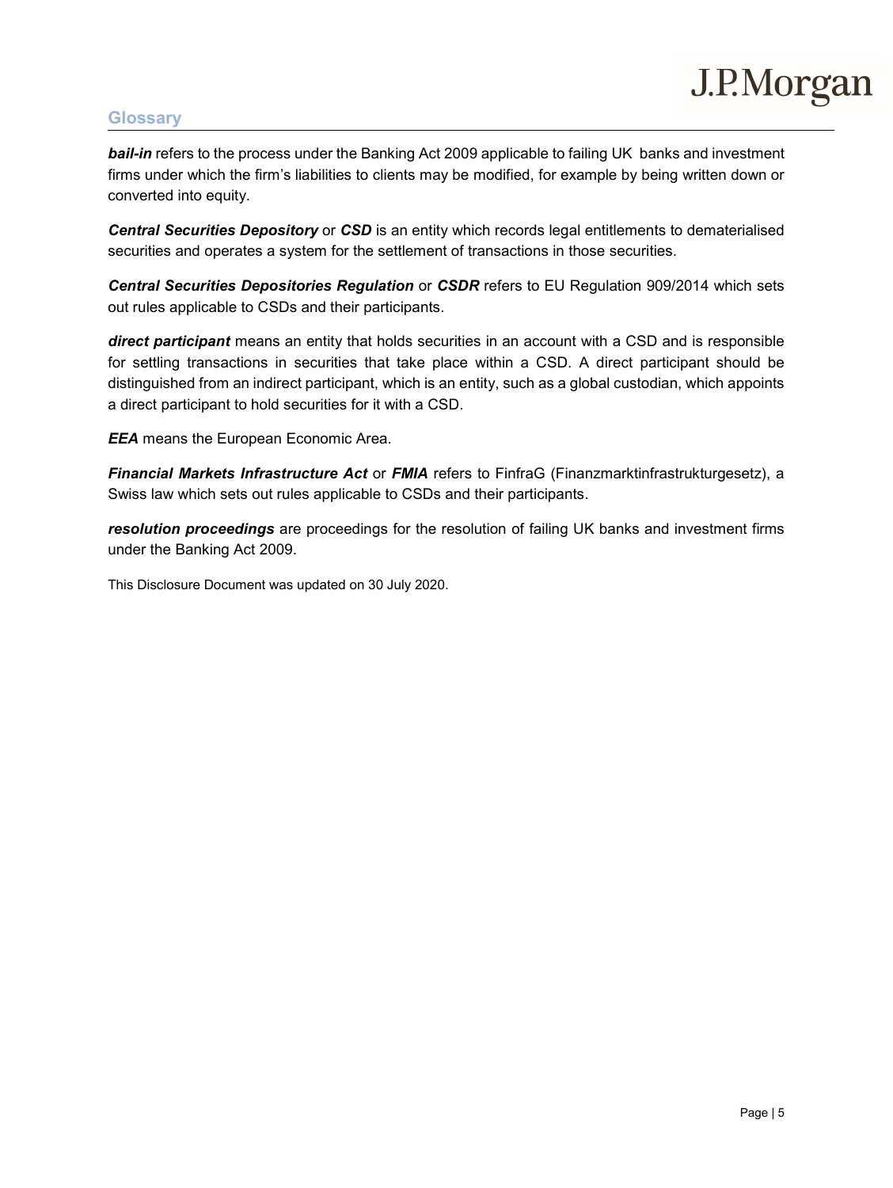## Glossary

***bail-in*** refers to the process under the Banking Act 2009 applicable to failing UK banks and investment firms under which the firm's liabilities to clients may be modified, for example by being written down or converted into equity.

***Central Securities Depository*** or ***CSD*** is an entity which records legal entitlements to dematerialised securities and operates a system for the settlement of transactions in those securities.

***Central Securities Depositories Regulation*** or ***CSDR*** refers to EU Regulation 909/2014 which sets out rules applicable to CSDs and their participants.

***direct participant*** means an entity that holds securities in an account with a CSD and is responsible for settling transactions in securities that take place within a CSD. A direct participant should be distinguished from an indirect participant, which is an entity, such as a global custodian, which appoints a direct participant to hold securities for it with a CSD.

***EEA*** means the European Economic Area.

***Financial Markets Infrastructure Act*** or ***FMIA*** refers to FinfraG (Finanzmarktinfrastrukturgesetz), a Swiss law which sets out rules applicable to CSDs and their participants.

***resolution proceedings*** are proceedings for the resolution of failing UK banks and investment firms under the Banking Act 2009.

This Disclosure Document was updated on 30 July 2020.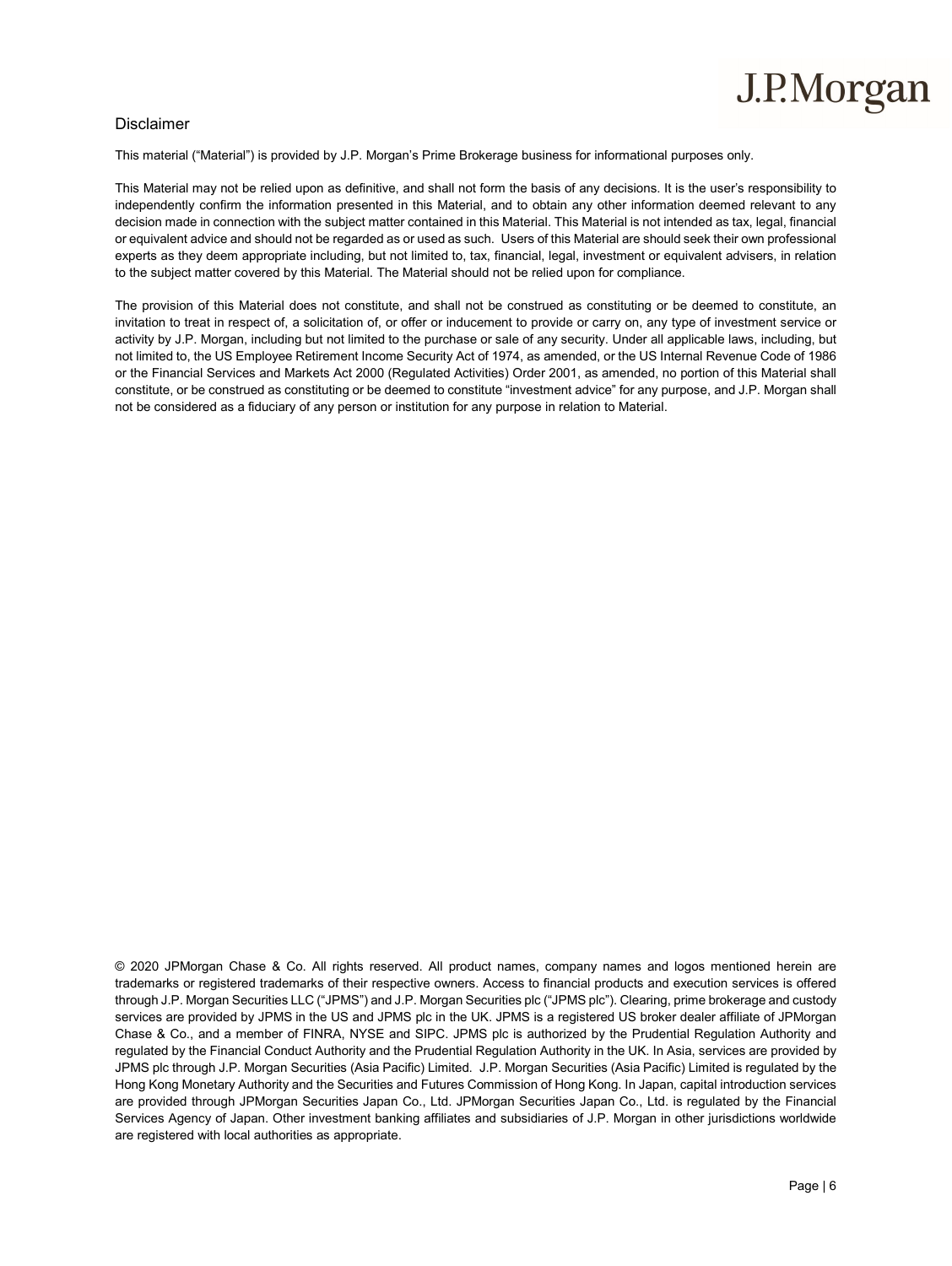## Disclaimer

This material ("Material") is provided by J.P. Morgan's Prime Brokerage business for informational purposes only.

This Material may not be relied upon as definitive, and shall not form the basis of any decisions. It is the user's responsibility to independently confirm the information presented in this Material, and to obtain any other information deemed relevant to any decision made in connection with the subject matter contained in this Material. This Material is not intended as tax, legal, financial or equivalent advice and should not be regarded as or used as such. Users of this Material are should seek their own professional experts as they deem appropriate including, but not limited to, tax, financial, legal, investment or equivalent advisers, in relation to the subject matter covered by this Material. The Material should not be relied upon for compliance.

The provision of this Material does not constitute, and shall not be construed as constituting or be deemed to constitute, an invitation to treat in respect of, a solicitation of, or offer or inducement to provide or carry on, any type of investment service or activity by J.P. Morgan, including but not limited to the purchase or sale of any security. Under all applicable laws, including, but not limited to, the US Employee Retirement Income Security Act of 1974, as amended, or the US Internal Revenue Code of 1986 or the Financial Services and Markets Act 2000 (Regulated Activities) Order 2001, as amended, no portion of this Material shall constitute, or be construed as constituting or be deemed to constitute "investment advice" for any purpose, and J.P. Morgan shall not be considered as a fiduciary of any person or institution for any purpose in relation to Material.

© 2020 JPMorgan Chase & Co. All rights reserved. All product names, company names and logos mentioned herein are trademarks or registered trademarks of their respective owners. Access to financial products and execution services is offered through J.P. Morgan Securities LLC ("JPMS") and J.P. Morgan Securities plc ("JPMS plc"). Clearing, prime brokerage and custody services are provided by JPMS in the US and JPMS plc in the UK. JPMS is a registered US broker dealer affiliate of JPMorgan Chase & Co., and a member of FINRA, NYSE and SIPC. JPMS plc is authorized by the Prudential Regulation Authority and regulated by the Financial Conduct Authority and the Prudential Regulation Authority in the UK. In Asia, services are provided by JPMS plc through J.P. Morgan Securities (Asia Pacific) Limited. J.P. Morgan Securities (Asia Pacific) Limited is regulated by the Hong Kong Monetary Authority and the Securities and Futures Commission of Hong Kong. In Japan, capital introduction services are provided through JPMorgan Securities Japan Co., Ltd. JPMorgan Securities Japan Co., Ltd. is regulated by the Financial Services Agency of Japan. Other investment banking affiliates and subsidiaries of J.P. Morgan in other jurisdictions worldwide are registered with local authorities as appropriate.